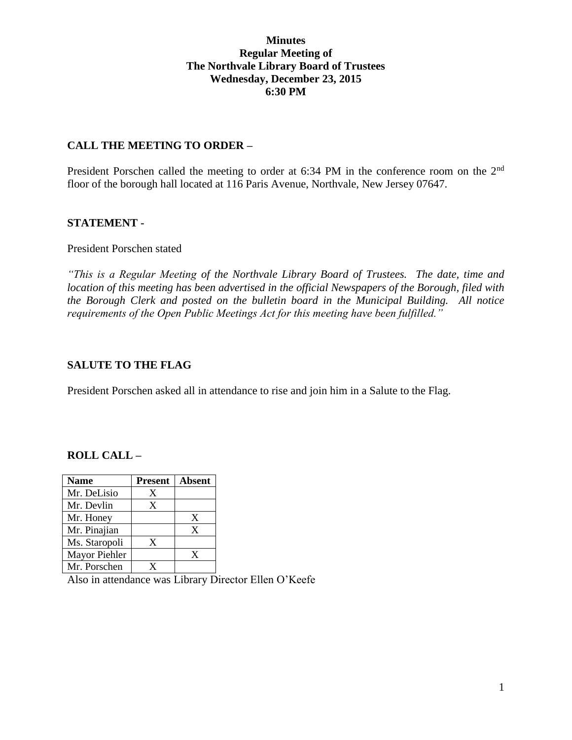**Minutes**
**Regular Meeting of**
**The Northvale Library Board of Trustees**
**Wednesday, December 23, 2015**
**6:30 PM**

## CALL THE MEETING TO ORDER –

President Porschen called the meeting to order at 6:34 PM in the conference room on the 2nd floor of the borough hall located at 116 Paris Avenue, Northvale, New Jersey 07647.

## STATEMENT -

President Porschen stated

*"This is a Regular Meeting of the Northvale Library Board of Trustees. The date, time and location of this meeting has been advertised in the official Newspapers of the Borough, filed with the Borough Clerk and posted on the bulletin board in the Municipal Building. All notice requirements of the Open Public Meetings Act for this meeting have been fulfilled."*

## SALUTE TO THE FLAG

President Porschen asked all in attendance to rise and join him in a Salute to the Flag.

## ROLL CALL –

| Name | Present | Absent |
|---|---|---|
| Mr. DeLisio | X | |
| Mr. Devlin | X | |
| Mr. Honey | | X |
| Mr. Pinajian | | X |
| Ms. Staropoli | X | |
| Mayor Piehler | | X |
| Mr. Porschen | X | |

Also in attendance was Library Director Ellen O'Keefe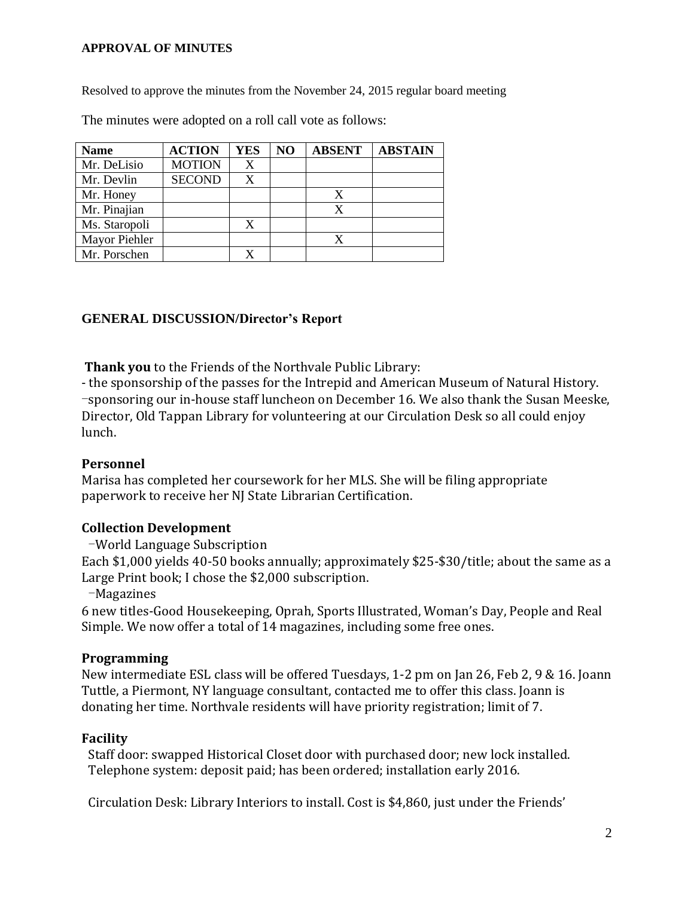**APPROVAL OF MINUTES**

Resolved to approve the minutes from the November 24, 2015 regular board meeting

The minutes were adopted on a roll call vote as follows:

| Name | ACTION | YES | NO | ABSENT | ABSTAIN |
|---|---|---|---|---|---|
| Mr. DeLisio | MOTION | X | | | |
| Mr. Devlin | SECOND | X | | | |
| Mr. Honey | | | | X | |
| Mr. Pinajian | | | | X | |
| Ms. Staropoli | | X | | | |
| Mayor Piehler | | | | X | |
| Mr. Porschen | | X | | | |

## GENERAL DISCUSSION/Director's Report

**Thank you** to the Friends of the Northvale Public Library:
- the sponsorship of the passes for the Intrepid and American Museum of Natural History.
- sponsoring our in-house staff luncheon on December 16. We also thank the Susan Meeske, Director, Old Tappan Library for volunteering at our Circulation Desk so all could enjoy lunch.

### Personnel

Marisa has completed her coursework for her MLS. She will be filing appropriate paperwork to receive her NJ State Librarian Certification.

### Collection Development

- World Language Subscription

Each $1,000 yields 40-50 books annually; approximately $25-$30/title; about the same as a Large Print book; I chose the $2,000 subscription.

- Magazines

6 new titles-Good Housekeeping, Oprah, Sports Illustrated, Woman's Day, People and Real Simple. We now offer a total of 14 magazines, including some free ones.

### Programming

New intermediate ESL class will be offered Tuesdays, 1-2 pm on Jan 26, Feb 2, 9 & 16. Joann Tuttle, a Piermont, NY language consultant, contacted me to offer this class. Joann is donating her time. Northvale residents will have priority registration; limit of 7.

### Facility

Staff door: swapped Historical Closet door with purchased door; new lock installed.
Telephone system: deposit paid; has been ordered; installation early 2016.

Circulation Desk: Library Interiors to install. Cost is $4,860, just under the Friends'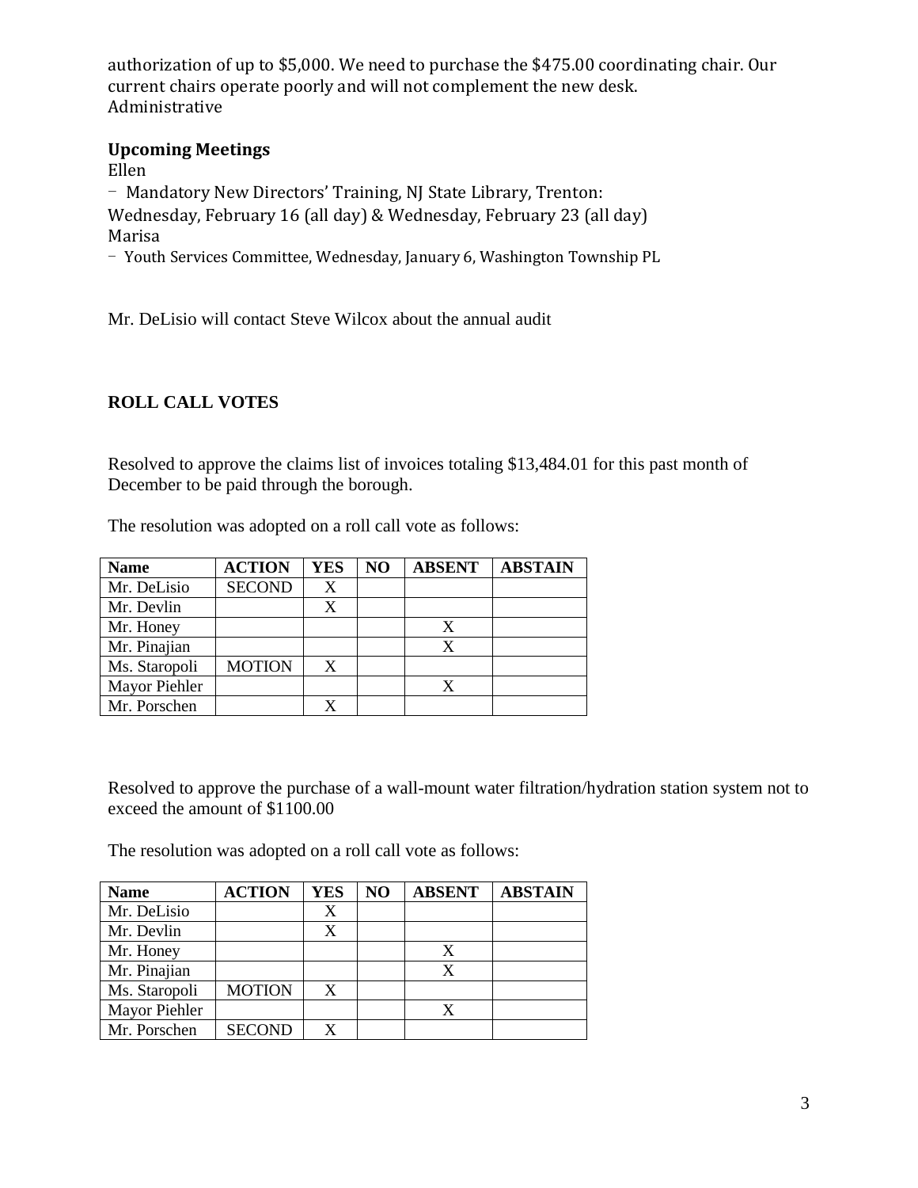authorization of up to $5,000. We need to purchase the $475.00 coordinating chair. Our current chairs operate poorly and will not complement the new desk.
Administrative

**Upcoming Meetings**

Ellen

- Mandatory New Directors' Training, NJ State Library, Trenton: Wednesday, February 16 (all day) & Wednesday, February 23 (all day)

Marisa

- Youth Services Committee, Wednesday, January 6, Washington Township PL

Mr. DeLisio will contact Steve Wilcox about the annual audit

**ROLL CALL VOTES**

Resolved to approve the claims list of invoices totaling $13,484.01 for this past month of December to be paid through the borough.

The resolution was adopted on a roll call vote as follows:

| Name | ACTION | YES | NO | ABSENT | ABSTAIN |
|---|---|---|---|---|---|
| Mr. DeLisio | SECOND | X | | | |
| Mr. Devlin | | X | | | |
| Mr. Honey | | | | X | |
| Mr. Pinajian | | | | X | |
| Ms. Staropoli | MOTION | X | | | |
| Mayor Piehler | | | | X | |
| Mr. Porschen | | X | | | |

Resolved to approve the purchase of a wall-mount water filtration/hydration station system not to exceed the amount of $1100.00

The resolution was adopted on a roll call vote as follows:

| Name | ACTION | YES | NO | ABSENT | ABSTAIN |
|---|---|---|---|---|---|
| Mr. DeLisio | | X | | | |
| Mr. Devlin | | X | | | |
| Mr. Honey | | | | X | |
| Mr. Pinajian | | | | X | |
| Ms. Staropoli | MOTION | X | | | |
| Mayor Piehler | | | | X | |
| Mr. Porschen | SECOND | X | | | |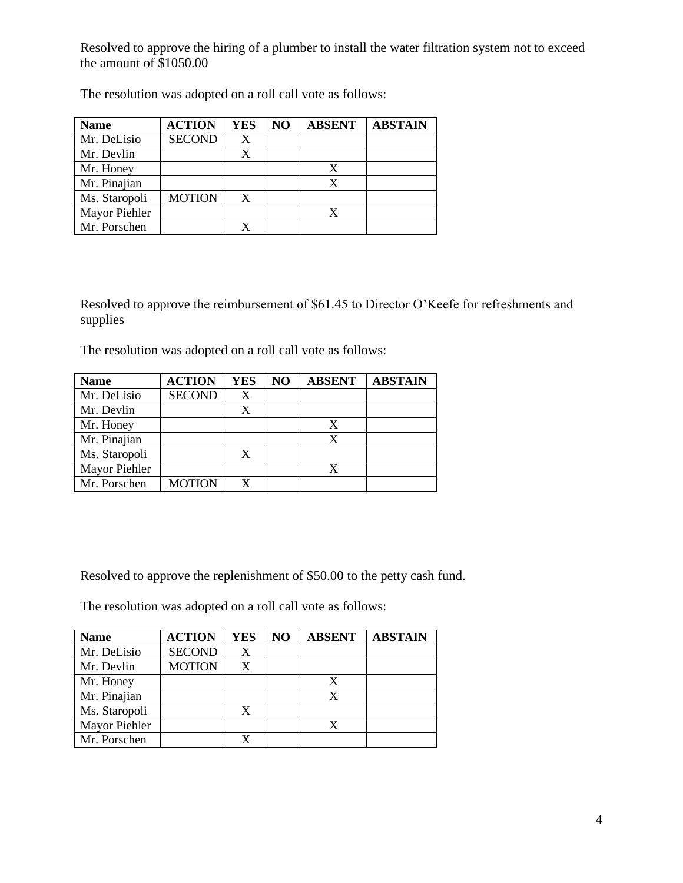Resolved to approve the hiring of a plumber to install the water filtration system not to exceed the amount of $1050.00

The resolution was adopted on a roll call vote as follows:

| Name | ACTION | YES | NO | ABSENT | ABSTAIN |
|---|---|---|---|---|---|
| Mr. DeLisio | SECOND | X | | | |
| Mr. Devlin | | X | | | |
| Mr. Honey | | | | X | |
| Mr. Pinajian | | | | X | |
| Ms. Staropoli | MOTION | X | | | |
| Mayor Piehler | | | | X | |
| Mr. Porschen | | X | | | |

Resolved to approve the reimbursement of $61.45 to Director O'Keefe for refreshments and supplies

The resolution was adopted on a roll call vote as follows:

| Name | ACTION | YES | NO | ABSENT | ABSTAIN |
|---|---|---|---|---|---|
| Mr. DeLisio | SECOND | X | | | |
| Mr. Devlin | | X | | | |
| Mr. Honey | | | | X | |
| Mr. Pinajian | | | | X | |
| Ms. Staropoli | | X | | | |
| Mayor Piehler | | | | X | |
| Mr. Porschen | MOTION | X | | | |

Resolved to approve the replenishment of $50.00 to the petty cash fund.

The resolution was adopted on a roll call vote as follows:

| Name | ACTION | YES | NO | ABSENT | ABSTAIN |
|---|---|---|---|---|---|
| Mr. DeLisio | SECOND | X | | | |
| Mr. Devlin | MOTION | X | | | |
| Mr. Honey | | | | X | |
| Mr. Pinajian | | | | X | |
| Ms. Staropoli | | X | | | |
| Mayor Piehler | | | | X | |
| Mr. Porschen | | X | | | |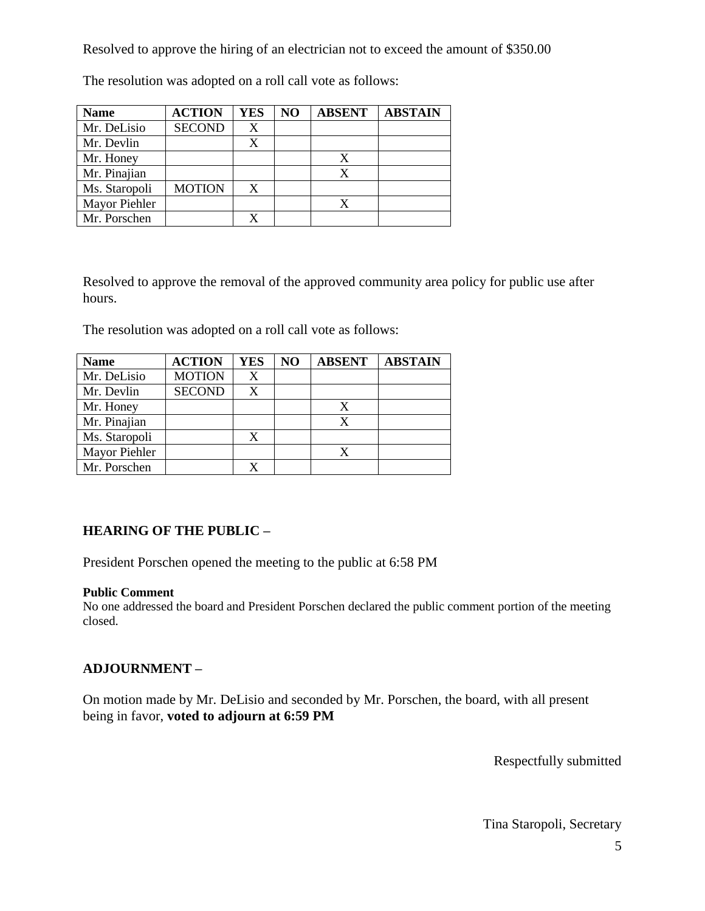Resolved to approve the hiring of an electrician not to exceed the amount of $350.00

The resolution was adopted on a roll call vote as follows:

| Name | ACTION | YES | NO | ABSENT | ABSTAIN |
|---|---|---|---|---|---|
| Mr. DeLisio | SECOND | X | | | |
| Mr. Devlin | | X | | | |
| Mr. Honey | | | | X | |
| Mr. Pinajian | | | | X | |
| Ms. Staropoli | MOTION | X | | | |
| Mayor Piehler | | | | X | |
| Mr. Porschen | | X | | | |

Resolved to approve the removal of the approved community area policy for public use after hours.

The resolution was adopted on a roll call vote as follows:

| Name | ACTION | YES | NO | ABSENT | ABSTAIN |
|---|---|---|---|---|---|
| Mr. DeLisio | MOTION | X | | | |
| Mr. Devlin | SECOND | X | | | |
| Mr. Honey | | | | X | |
| Mr. Pinajian | | | | X | |
| Ms. Staropoli | | X | | | |
| Mayor Piehler | | | | X | |
| Mr. Porschen | | X | | | |

## HEARING OF THE PUBLIC –

President Porschen opened the meeting to the public at 6:58 PM

**Public Comment**

No one addressed the board and President Porschen declared the public comment portion of the meeting closed.

## ADJOURNMENT –

On motion made by Mr. DeLisio and seconded by Mr. Porschen, the board, with all present being in favor, **voted to adjourn at 6:59 PM**

Respectfully submitted

Tina Staropoli, Secretary